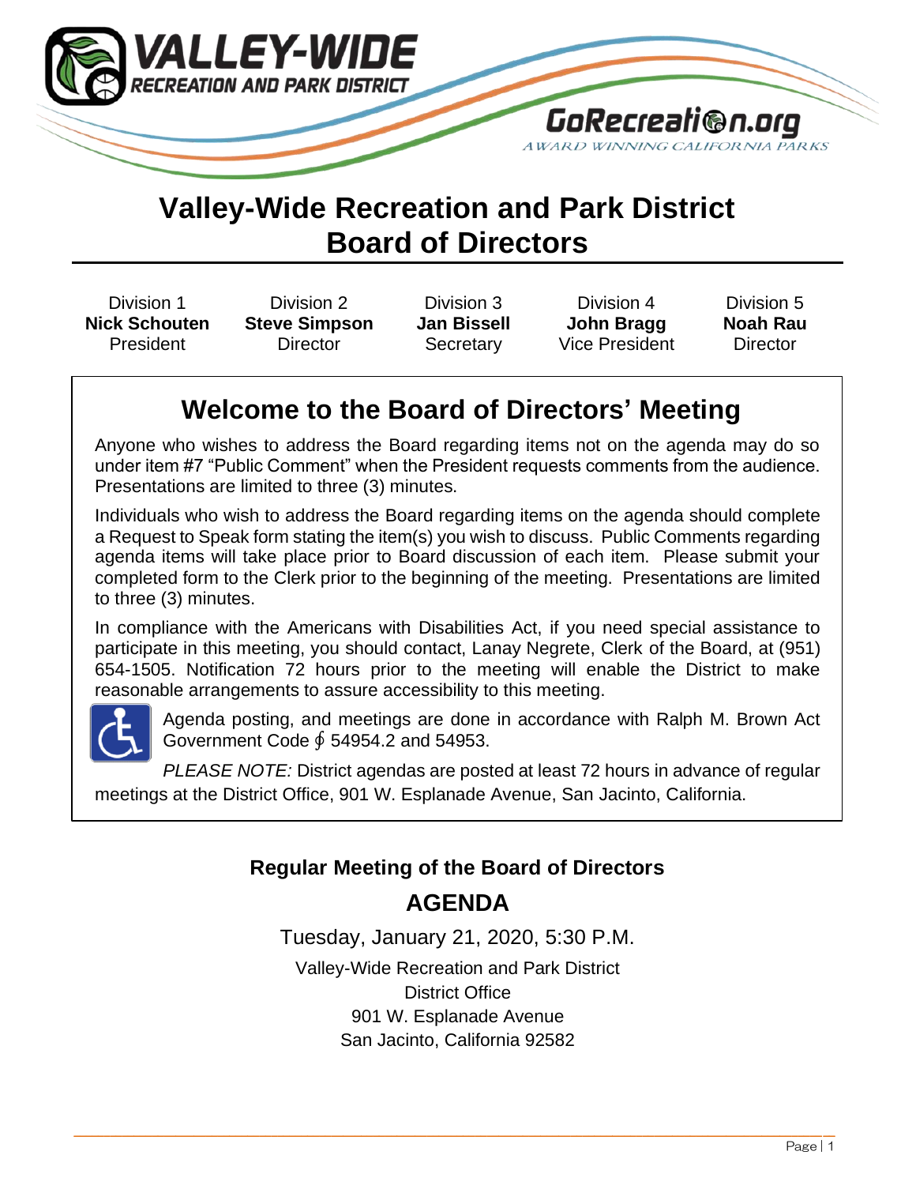VALLEY-WIDE RECREATION AND PARK DISTRICT

GoRecreation.org

AWARD WINNING CALIFORNIA PARKS

# Valley-Wide Recreation and Park District Board of Directors

| Division 1 | Division 2 | Division 3 | Division 4 | Division 5 |
|---|---|---|---|---|
| **Nick Schouten** | **Steve Simpson** | **Jan Bissell** | **John Bragg** | **Noah Rau** |
| President | Director | Secretary | Vice President | Director |

## Welcome to the Board of Directors' Meeting

Anyone who wishes to address the Board regarding items not on the agenda may do so under item #7 "Public Comment" when the President requests comments from the audience. Presentations are limited to three (3) minutes.

Individuals who wish to address the Board regarding items on the agenda should complete a Request to Speak form stating the item(s) you wish to discuss. Public Comments regarding agenda items will take place prior to Board discussion of each item. Please submit your completed form to the Clerk prior to the beginning of the meeting. Presentations are limited to three (3) minutes.

In compliance with the Americans with Disabilities Act, if you need special assistance to participate in this meeting, you should contact, Lanay Negrete, Clerk of the Board, at (951) 654-1505. Notification 72 hours prior to the meeting will enable the District to make reasonable arrangements to assure accessibility to this meeting.

Agenda posting, and meetings are done in accordance with Ralph M. Brown Act Government Code ∮ 54954.2 and 54953.

*PLEASE NOTE:* District agendas are posted at least 72 hours in advance of regular meetings at the District Office, 901 W. Esplanade Avenue, San Jacinto, California.

### Regular Meeting of the Board of Directors

## AGENDA

Tuesday, January 21, 2020, 5:30 P.M.

Valley-Wide Recreation and Park District
District Office
901 W. Esplanade Avenue
San Jacinto, California 92582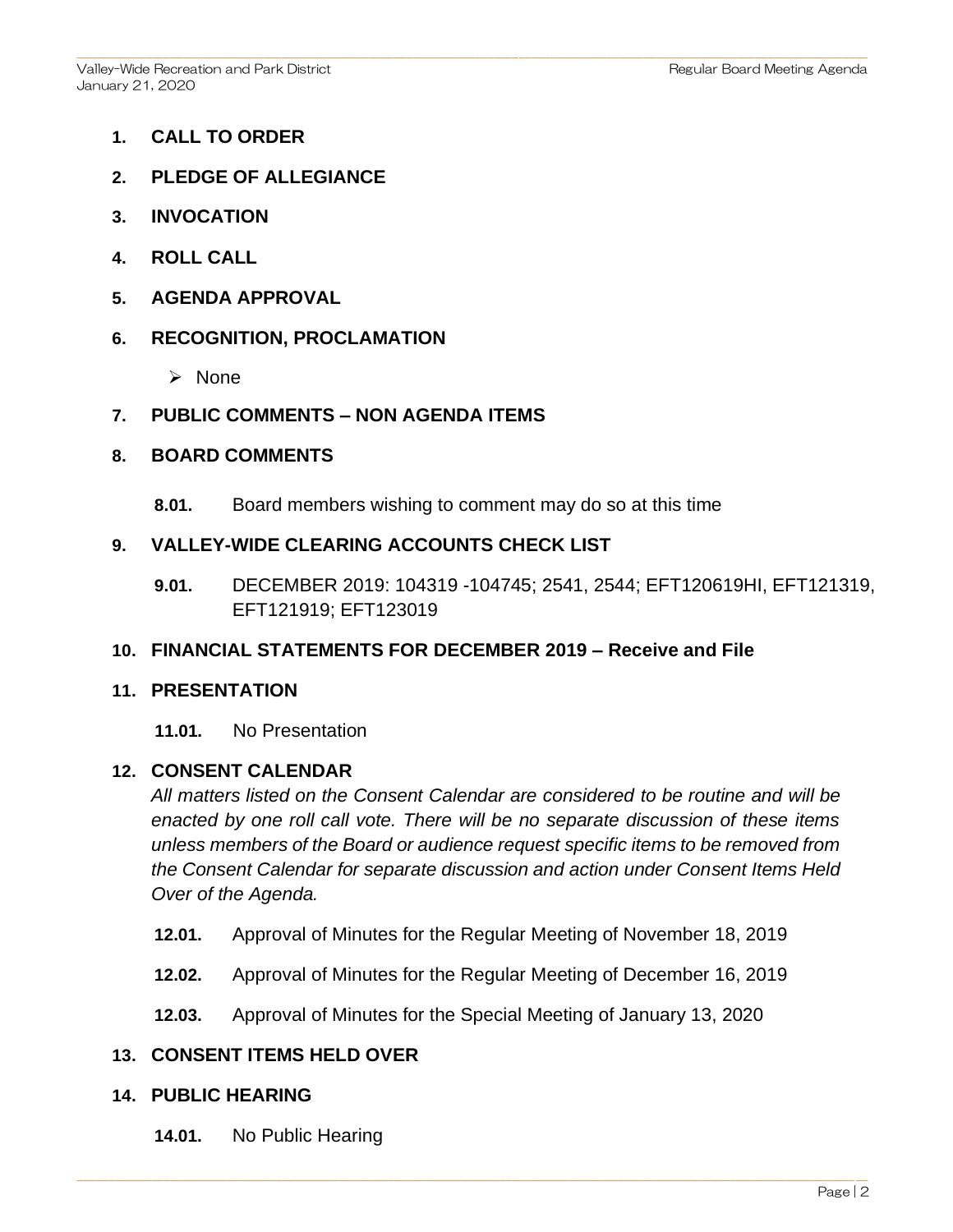1. **CALL TO ORDER**

2. **PLEDGE OF ALLEGIANCE**

3. **INVOCATION**

4. **ROLL CALL**

5. **AGENDA APPROVAL**

6. **RECOGNITION, PROCLAMATION**

   - None

7. **PUBLIC COMMENTS – NON AGENDA ITEMS**

8. **BOARD COMMENTS**

   **8.01.** Board members wishing to comment may do so at this time

9. **VALLEY-WIDE CLEARING ACCOUNTS CHECK LIST**

   **9.01.** DECEMBER 2019: 104319 -104745; 2541, 2544; EFT120619HI, EFT121319, EFT121919; EFT123019

10. **FINANCIAL STATEMENTS FOR DECEMBER 2019 – Receive and File**

11. **PRESENTATION**

    **11.01.** No Presentation

12. **CONSENT CALENDAR**

    *All matters listed on the Consent Calendar are considered to be routine and will be enacted by one roll call vote. There will be no separate discussion of these items unless members of the Board or audience request specific items to be removed from the Consent Calendar for separate discussion and action under Consent Items Held Over of the Agenda.*

    **12.01.** Approval of Minutes for the Regular Meeting of November 18, 2019

    **12.02.** Approval of Minutes for the Regular Meeting of December 16, 2019

    **12.03.** Approval of Minutes for the Special Meeting of January 13, 2020

13. **CONSENT ITEMS HELD OVER**

14. **PUBLIC HEARING**

    **14.01.** No Public Hearing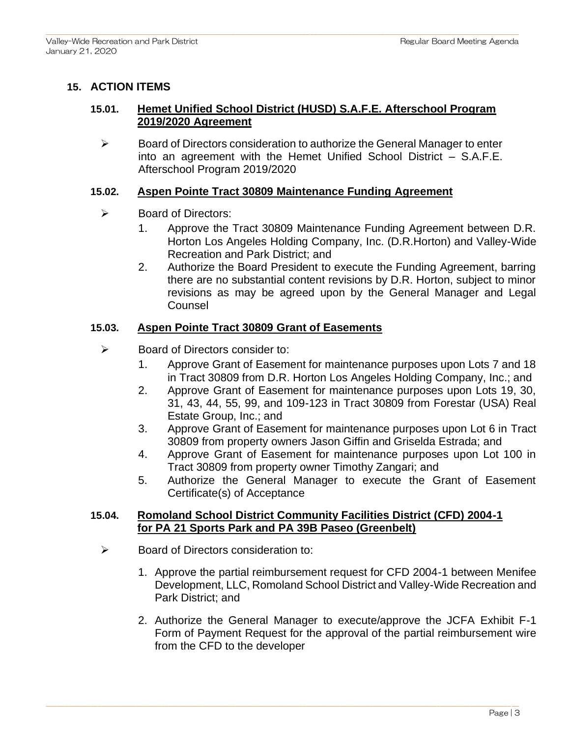## 15. ACTION ITEMS

### 15.01. Hemet Unified School District (HUSD) S.A.F.E. Afterschool Program 2019/2020 Agreement

- Board of Directors consideration to authorize the General Manager to enter into an agreement with the Hemet Unified School District – S.A.F.E. Afterschool Program 2019/2020

### 15.02. Aspen Pointe Tract 30809 Maintenance Funding Agreement

- Board of Directors:
  1. Approve the Tract 30809 Maintenance Funding Agreement between D.R. Horton Los Angeles Holding Company, Inc. (D.R.Horton) and Valley-Wide Recreation and Park District; and
  2. Authorize the Board President to execute the Funding Agreement, barring there are no substantial content revisions by D.R. Horton, subject to minor revisions as may be agreed upon by the General Manager and Legal Counsel

### 15.03. Aspen Pointe Tract 30809 Grant of Easements

- Board of Directors consider to:
  1. Approve Grant of Easement for maintenance purposes upon Lots 7 and 18 in Tract 30809 from D.R. Horton Los Angeles Holding Company, Inc.; and
  2. Approve Grant of Easement for maintenance purposes upon Lots 19, 30, 31, 43, 44, 55, 99, and 109-123 in Tract 30809 from Forestar (USA) Real Estate Group, Inc.; and
  3. Approve Grant of Easement for maintenance purposes upon Lot 6 in Tract 30809 from property owners Jason Giffin and Griselda Estrada; and
  4. Approve Grant of Easement for maintenance purposes upon Lot 100 in Tract 30809 from property owner Timothy Zangari; and
  5. Authorize the General Manager to execute the Grant of Easement Certificate(s) of Acceptance

### 15.04. Romoland School District Community Facilities District (CFD) 2004-1 for PA 21 Sports Park and PA 39B Paseo (Greenbelt)

- Board of Directors consideration to:
  1. Approve the partial reimbursement request for CFD 2004-1 between Menifee Development, LLC, Romoland School District and Valley-Wide Recreation and Park District; and
  2. Authorize the General Manager to execute/approve the JCFA Exhibit F-1 Form of Payment Request for the approval of the partial reimbursement wire from the CFD to the developer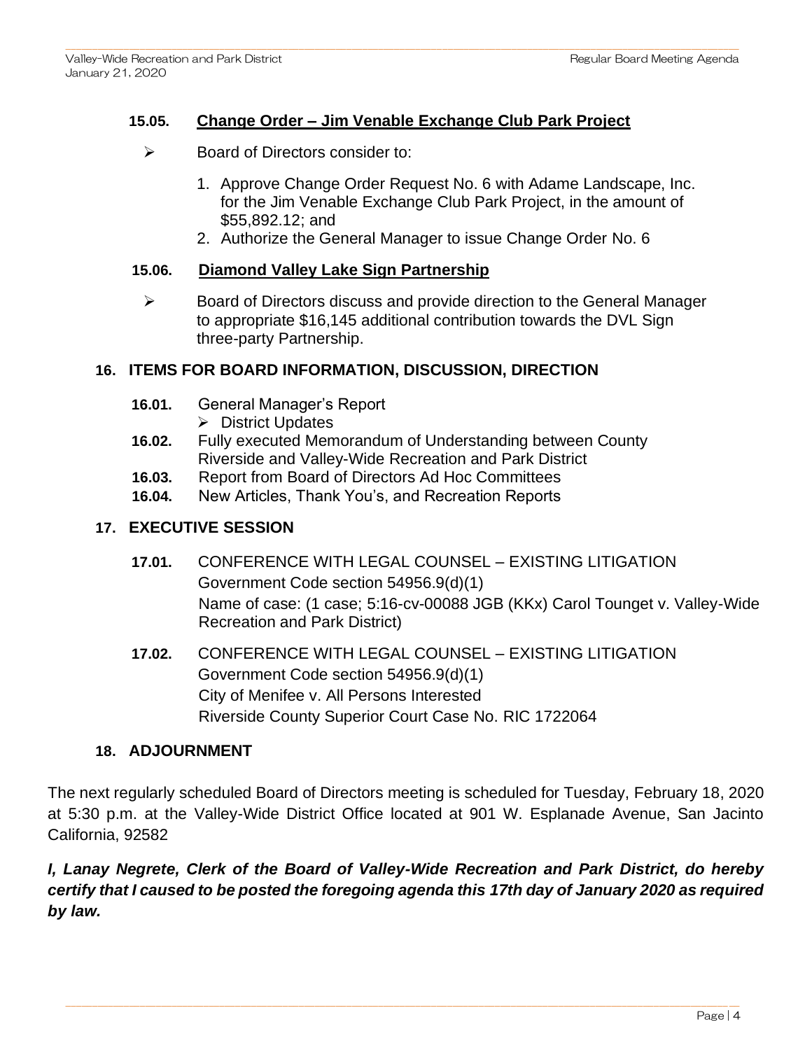### 15.05. Change Order – Jim Venable Exchange Club Park Project

- Board of Directors consider to:
  1. Approve Change Order Request No. 6 with Adame Landscape, Inc. for the Jim Venable Exchange Club Park Project, in the amount of $55,892.12; and
  2. Authorize the General Manager to issue Change Order No. 6

### 15.06. Diamond Valley Lake Sign Partnership

- Board of Directors discuss and provide direction to the General Manager to appropriate $16,145 additional contribution towards the DVL Sign three-party Partnership.

## 16. ITEMS FOR BOARD INFORMATION, DISCUSSION, DIRECTION

**16.01.** General Manager's Report
- District Updates

**16.02.** Fully executed Memorandum of Understanding between County Riverside and Valley-Wide Recreation and Park District

**16.03.** Report from Board of Directors Ad Hoc Committees

**16.04.** New Articles, Thank You's, and Recreation Reports

## 17. EXECUTIVE SESSION

**17.01.** CONFERENCE WITH LEGAL COUNSEL – EXISTING LITIGATION
Government Code section 54956.9(d)(1)
Name of case: (1 case; 5:16-cv-00088 JGB (KKx) Carol Tounget v. Valley-Wide Recreation and Park District)

**17.02.** CONFERENCE WITH LEGAL COUNSEL – EXISTING LITIGATION
Government Code section 54956.9(d)(1)
City of Menifee v. All Persons Interested
Riverside County Superior Court Case No. RIC 1722064

## 18. ADJOURNMENT

The next regularly scheduled Board of Directors meeting is scheduled for Tuesday, February 18, 2020 at 5:30 p.m. at the Valley-Wide District Office located at 901 W. Esplanade Avenue, San Jacinto California, 92582

***I, Lanay Negrete, Clerk of the Board of Valley-Wide Recreation and Park District, do hereby certify that I caused to be posted the foregoing agenda this 17th day of January 2020 as required by law.***